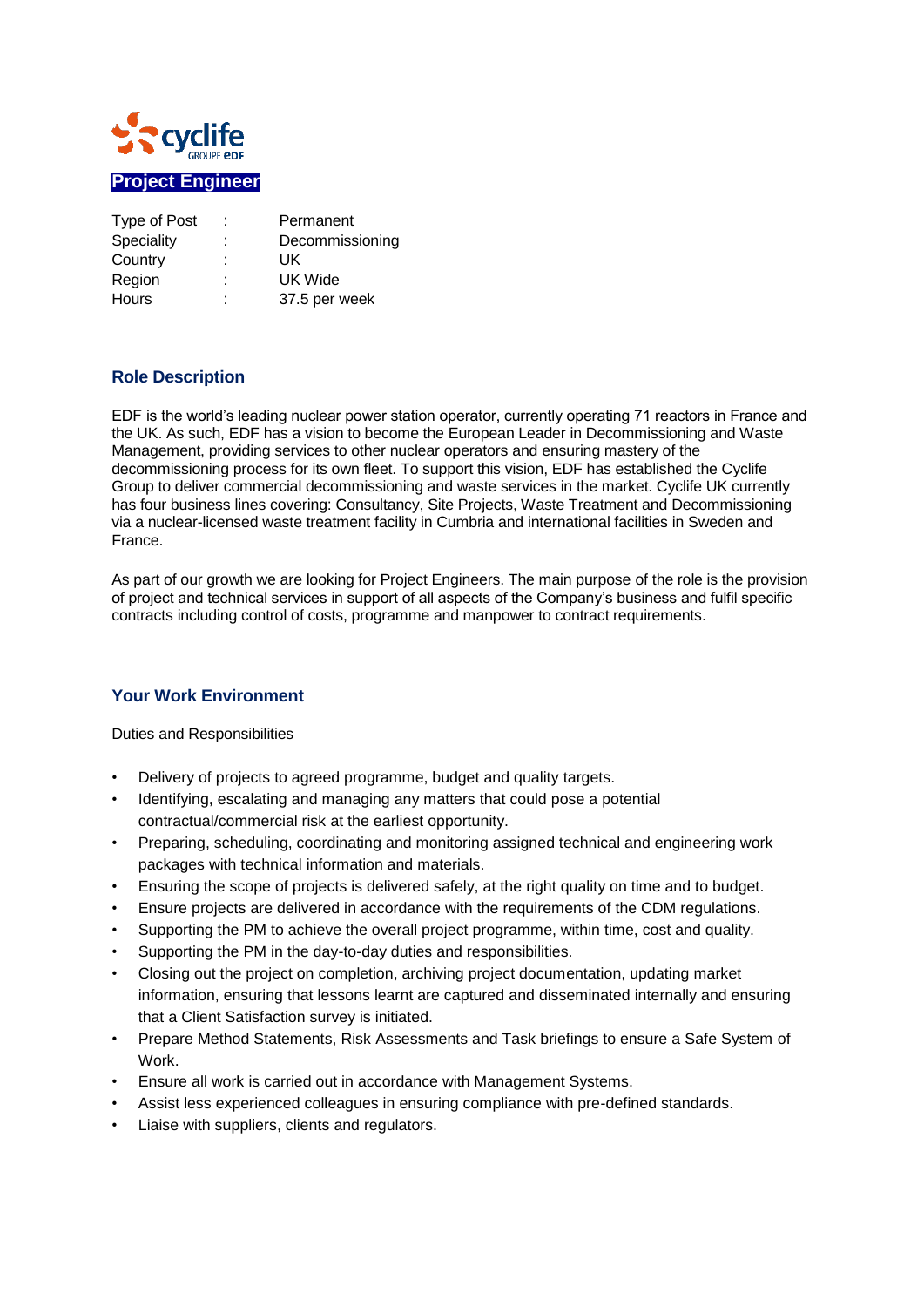# Project Engineer

| Type of Post | : | Permanent |
|---|---|---|
| Speciality | : | Decommissioning |
| Country | : | UK |
| Region | : | UK Wide |
| Hours | : | 37.5 per week |

## Role Description

EDF is the world's leading nuclear power station operator, currently operating 71 reactors in France and the UK. As such, EDF has a vision to become the European Leader in Decommissioning and Waste Management, providing services to other nuclear operators and ensuring mastery of the decommissioning process for its own fleet. To support this vision, EDF has established the Cyclife Group to deliver commercial decommissioning and waste services in the market. Cyclife UK currently has four business lines covering: Consultancy, Site Projects, Waste Treatment and Decommissioning via a nuclear-licensed waste treatment facility in Cumbria and international facilities in Sweden and France.

As part of our growth we are looking for Project Engineers. The main purpose of the role is the provision of project and technical services in support of all aspects of the Company's business and fulfil specific contracts including control of costs, programme and manpower to contract requirements.

## Your Work Environment

Duties and Responsibilities

- Delivery of projects to agreed programme, budget and quality targets.
- Identifying, escalating and managing any matters that could pose a potential contractual/commercial risk at the earliest opportunity.
- Preparing, scheduling, coordinating and monitoring assigned technical and engineering work packages with technical information and materials.
- Ensuring the scope of projects is delivered safely, at the right quality on time and to budget.
- Ensure projects are delivered in accordance with the requirements of the CDM regulations.
- Supporting the PM to achieve the overall project programme, within time, cost and quality.
- Supporting the PM in the day-to-day duties and responsibilities.
- Closing out the project on completion, archiving project documentation, updating market information, ensuring that lessons learnt are captured and disseminated internally and ensuring that a Client Satisfaction survey is initiated.
- Prepare Method Statements, Risk Assessments and Task briefings to ensure a Safe System of Work.
- Ensure all work is carried out in accordance with Management Systems.
- Assist less experienced colleagues in ensuring compliance with pre-defined standards.
- Liaise with suppliers, clients and regulators.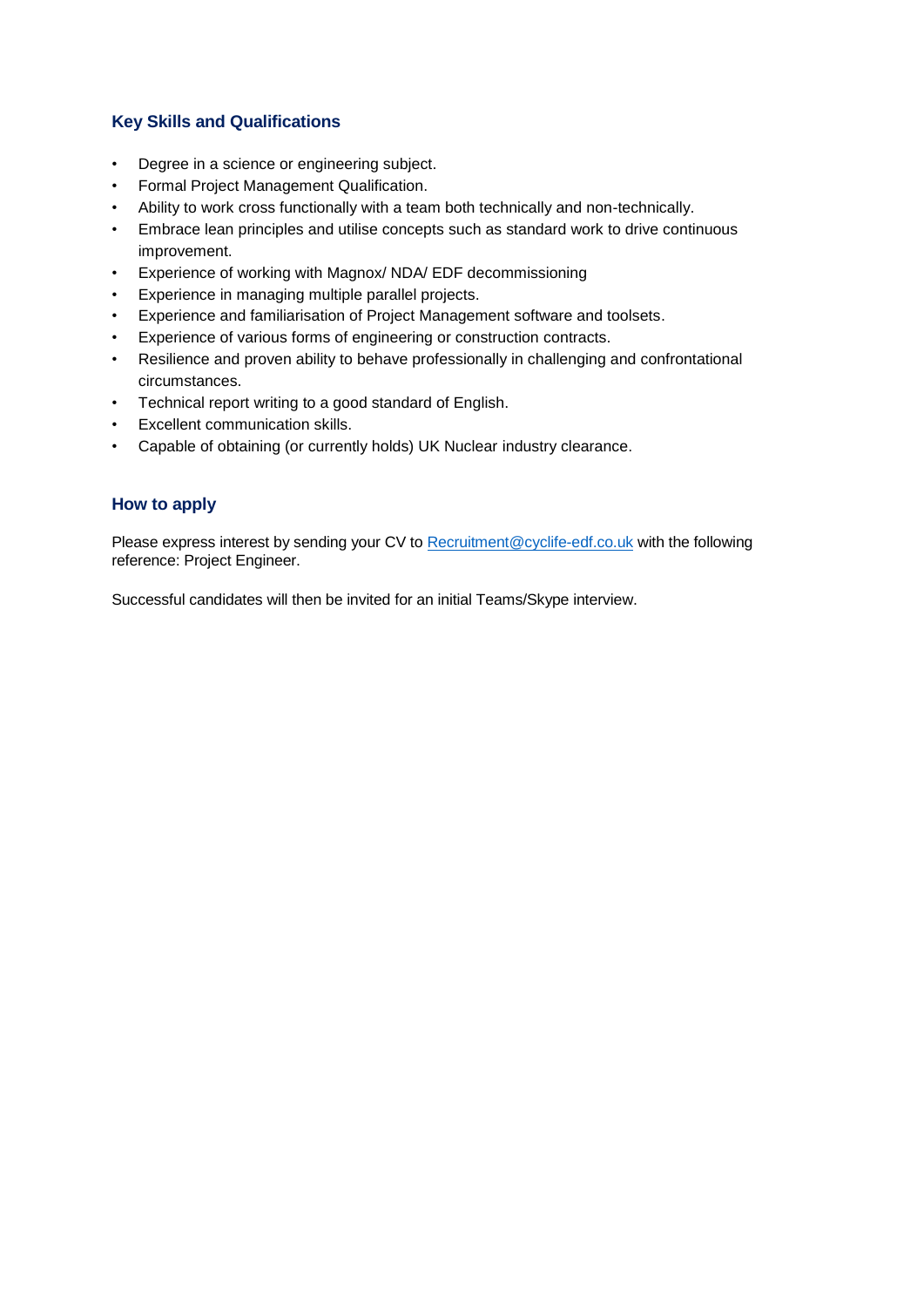## Key Skills and Qualifications

- Degree in a science or engineering subject.
- Formal Project Management Qualification.
- Ability to work cross functionally with a team both technically and non-technically.
- Embrace lean principles and utilise concepts such as standard work to drive continuous improvement.
- Experience of working with Magnox/ NDA/ EDF decommissioning
- Experience in managing multiple parallel projects.
- Experience and familiarisation of Project Management software and toolsets.
- Experience of various forms of engineering or construction contracts.
- Resilience and proven ability to behave professionally in challenging and confrontational circumstances.
- Technical report writing to a good standard of English.
- Excellent communication skills.
- Capable of obtaining (or currently holds) UK Nuclear industry clearance.

## How to apply

Please express interest by sending your CV to [Recruitment@cyclife-edf.co.uk](mailto:Recruitment@cyclife-edf.co.uk) with the following reference: Project Engineer.

Successful candidates will then be invited for an initial Teams/Skype interview.